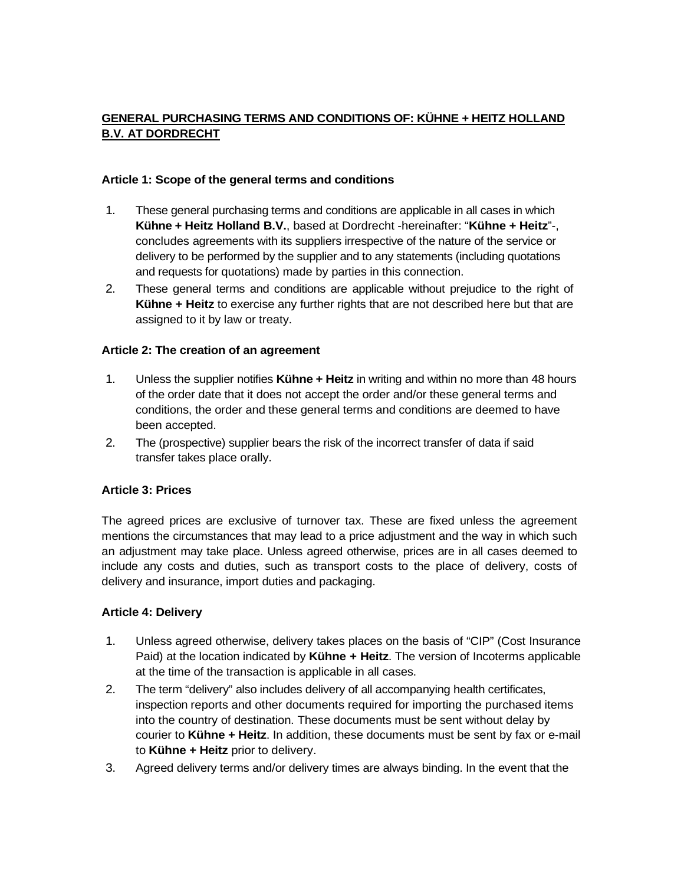# GENERAL PURCHASING TERMS AND CONDITIONS OF: KÜHNE + HEITZ HOLLAND B.V. AT DORDRECHT

### Article 1: Scope of the general terms and conditions

1. These general purchasing terms and conditions are applicable in all cases in which **Kühne + Heitz Holland B.V.**, based at Dordrecht -hereinafter: "**Kühne + Heitz**"-, concludes agreements with its suppliers irrespective of the nature of the service or delivery to be performed by the supplier and to any statements (including quotations and requests for quotations) made by parties in this connection.
2. These general terms and conditions are applicable without prejudice to the right of **Kühne + Heitz** to exercise any further rights that are not described here but that are assigned to it by law or treaty.

### Article 2: The creation of an agreement

1. Unless the supplier notifies **Kühne + Heitz** in writing and within no more than 48 hours of the order date that it does not accept the order and/or these general terms and conditions, the order and these general terms and conditions are deemed to have been accepted.
2. The (prospective) supplier bears the risk of the incorrect transfer of data if said transfer takes place orally.

### Article 3: Prices

The agreed prices are exclusive of turnover tax. These are fixed unless the agreement mentions the circumstances that may lead to a price adjustment and the way in which such an adjustment may take place. Unless agreed otherwise, prices are in all cases deemed to include any costs and duties, such as transport costs to the place of delivery, costs of delivery and insurance, import duties and packaging.

### Article 4: Delivery

1. Unless agreed otherwise, delivery takes places on the basis of "CIP" (Cost Insurance Paid) at the location indicated by **Kühne + Heitz**. The version of Incoterms applicable at the time of the transaction is applicable in all cases.
2. The term "delivery" also includes delivery of all accompanying health certificates, inspection reports and other documents required for importing the purchased items into the country of destination. These documents must be sent without delay by courier to **Kühne + Heitz**. In addition, these documents must be sent by fax or e-mail to **Kühne + Heitz** prior to delivery.
3. Agreed delivery terms and/or delivery times are always binding. In the event that the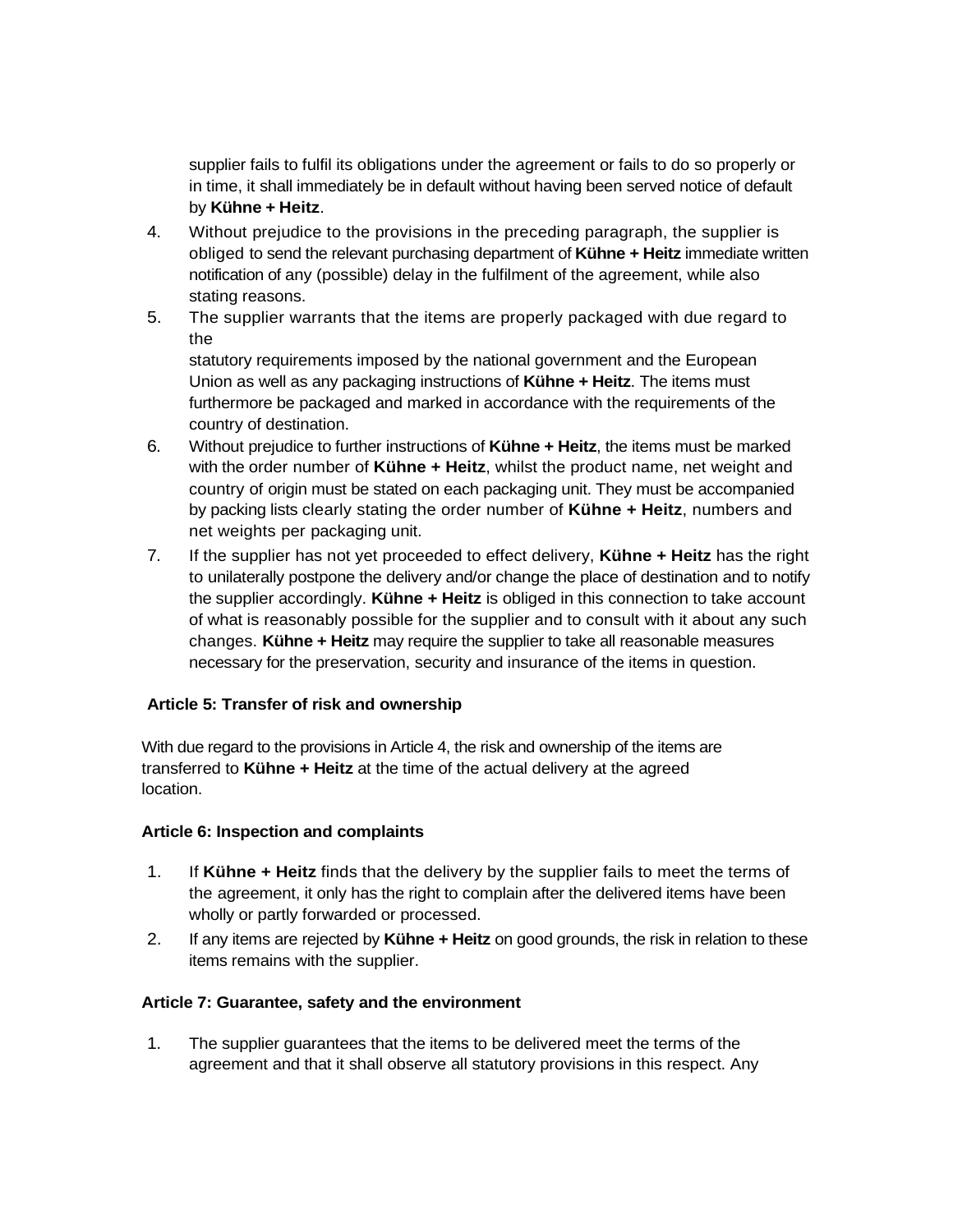supplier fails to fulfil its obligations under the agreement or fails to do so properly or in time, it shall immediately be in default without having been served notice of default by **Kühne + Heitz**.

4. Without prejudice to the provisions in the preceding paragraph, the supplier is obliged to send the relevant purchasing department of **Kühne + Heitz** immediate written notification of any (possible) delay in the fulfilment of the agreement, while also stating reasons.
5. The supplier warrants that the items are properly packaged with due regard to the statutory requirements imposed by the national government and the European Union as well as any packaging instructions of **Kühne + Heitz**. The items must furthermore be packaged and marked in accordance with the requirements of the country of destination.
6. Without prejudice to further instructions of **Kühne + Heitz**, the items must be marked with the order number of **Kühne + Heitz**, whilst the product name, net weight and country of origin must be stated on each packaging unit. They must be accompanied by packing lists clearly stating the order number of **Kühne + Heitz**, numbers and net weights per packaging unit.
7. If the supplier has not yet proceeded to effect delivery, **Kühne + Heitz** has the right to unilaterally postpone the delivery and/or change the place of destination and to notify the supplier accordingly. **Kühne + Heitz** is obliged in this connection to take account of what is reasonably possible for the supplier and to consult with it about any such changes. **Kühne + Heitz** may require the supplier to take all reasonable measures necessary for the preservation, security and insurance of the items in question.

**Article 5: Transfer of risk and ownership**

With due regard to the provisions in Article 4, the risk and ownership of the items are transferred to **Kühne + Heitz** at the time of the actual delivery at the agreed location.

**Article 6: Inspection and complaints**

1. If **Kühne + Heitz** finds that the delivery by the supplier fails to meet the terms of the agreement, it only has the right to complain after the delivered items have been wholly or partly forwarded or processed.
2. If any items are rejected by **Kühne + Heitz** on good grounds, the risk in relation to these items remains with the supplier.

**Article 7: Guarantee, safety and the environment**

1. The supplier guarantees that the items to be delivered meet the terms of the agreement and that it shall observe all statutory provisions in this respect. Any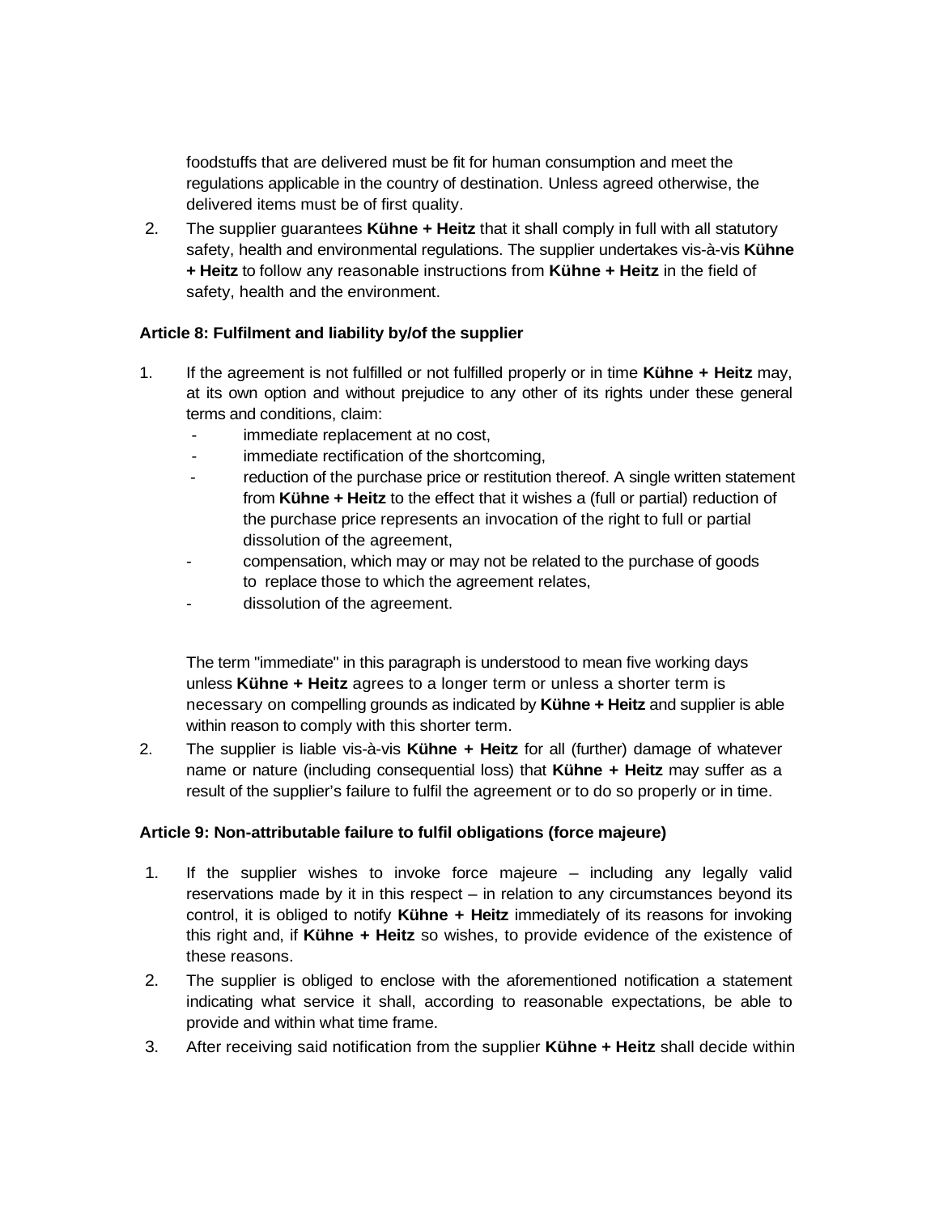foodstuffs that are delivered must be fit for human consumption and meet the regulations applicable in the country of destination. Unless agreed otherwise, the delivered items must be of first quality.

2. The supplier guarantees **Kühne + Heitz** that it shall comply in full with all statutory safety, health and environmental regulations. The supplier undertakes vis-à-vis **Kühne + Heitz** to follow any reasonable instructions from **Kühne + Heitz** in the field of safety, health and the environment.

**Article 8: Fulfilment and liability by/of the supplier**

1. If the agreement is not fulfilled or not fulfilled properly or in time **Kühne + Heitz** may, at its own option and without prejudice to any other of its rights under these general terms and conditions, claim:
   - immediate replacement at no cost,
   - immediate rectification of the shortcoming,
   - reduction of the purchase price or restitution thereof. A single written statement from **Kühne + Heitz** to the effect that it wishes a (full or partial) reduction of the purchase price represents an invocation of the right to full or partial dissolution of the agreement,
   - compensation, which may or may not be related to the purchase of goods to replace those to which the agreement relates,
   - dissolution of the agreement.

   The term "immediate" in this paragraph is understood to mean five working days unless **Kühne + Heitz** agrees to a longer term or unless a shorter term is necessary on compelling grounds as indicated by **Kühne + Heitz** and supplier is able within reason to comply with this shorter term.

2. The supplier is liable vis-à-vis **Kühne + Heitz** for all (further) damage of whatever name or nature (including consequential loss) that **Kühne + Heitz** may suffer as a result of the supplier's failure to fulfil the agreement or to do so properly or in time.

**Article 9: Non-attributable failure to fulfil obligations (force majeure)**

1. If the supplier wishes to invoke force majeure – including any legally valid reservations made by it in this respect – in relation to any circumstances beyond its control, it is obliged to notify **Kühne + Heitz** immediately of its reasons for invoking this right and, if **Kühne + Heitz** so wishes, to provide evidence of the existence of these reasons.
2. The supplier is obliged to enclose with the aforementioned notification a statement indicating what service it shall, according to reasonable expectations, be able to provide and within what time frame.
3. After receiving said notification from the supplier **Kühne + Heitz** shall decide within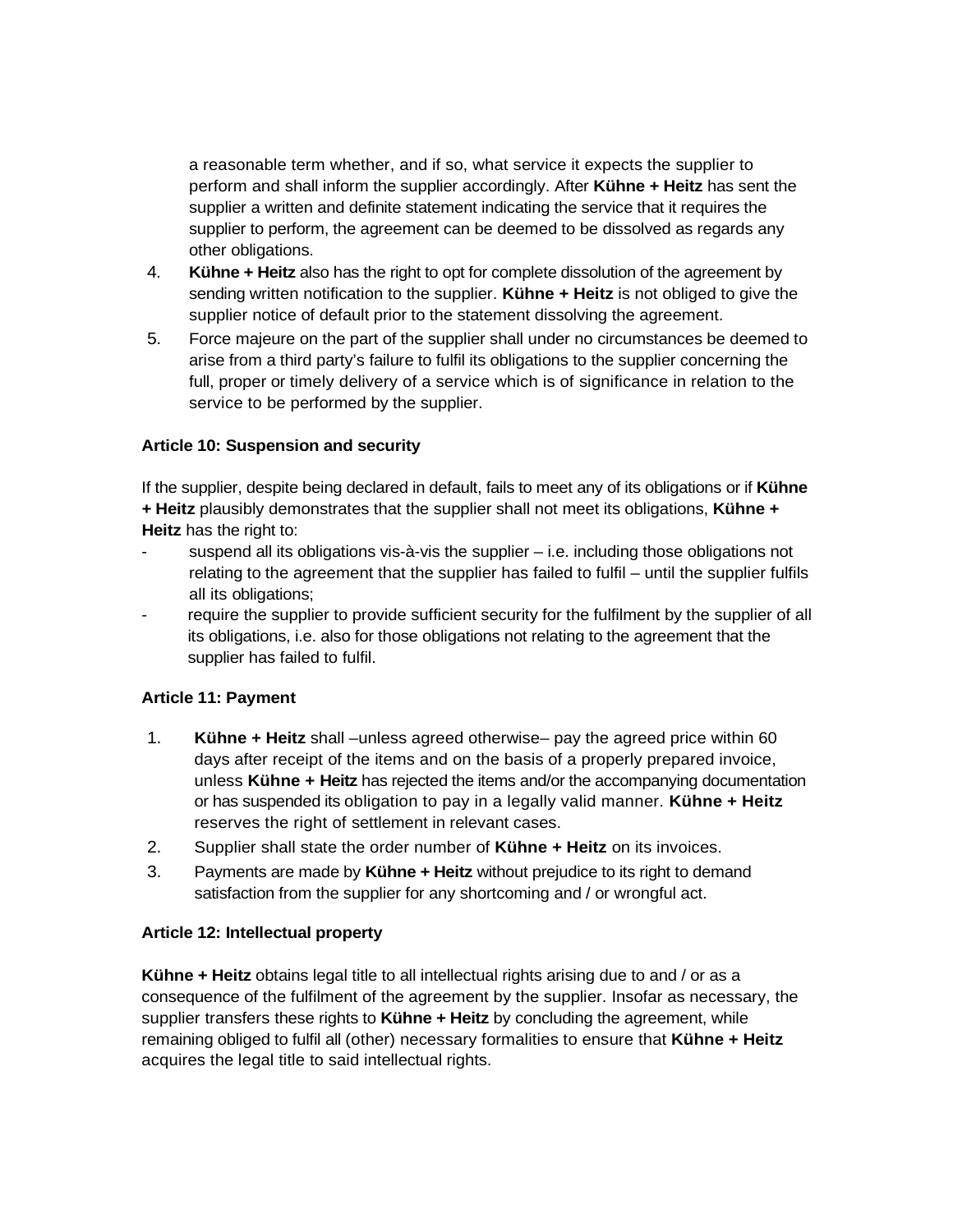a reasonable term whether, and if so, what service it expects the supplier to perform and shall inform the supplier accordingly. After **Kühne + Heitz** has sent the supplier a written and definite statement indicating the service that it requires the supplier to perform, the agreement can be deemed to be dissolved as regards any other obligations.

4. **Kühne + Heitz** also has the right to opt for complete dissolution of the agreement by sending written notification to the supplier. **Kühne + Heitz** is not obliged to give the supplier notice of default prior to the statement dissolving the agreement.
5. Force majeure on the part of the supplier shall under no circumstances be deemed to arise from a third party's failure to fulfil its obligations to the supplier concerning the full, proper or timely delivery of a service which is of significance in relation to the service to be performed by the supplier.

**Article 10: Suspension and security**

If the supplier, despite being declared in default, fails to meet any of its obligations or if **Kühne + Heitz** plausibly demonstrates that the supplier shall not meet its obligations, **Kühne + Heitz** has the right to:

- suspend all its obligations vis-à-vis the supplier – i.e. including those obligations not relating to the agreement that the supplier has failed to fulfil – until the supplier fulfils all its obligations;
- require the supplier to provide sufficient security for the fulfilment by the supplier of all its obligations, i.e. also for those obligations not relating to the agreement that the supplier has failed to fulfil.

**Article 11: Payment**

1. **Kühne + Heitz** shall –unless agreed otherwise– pay the agreed price within 60 days after receipt of the items and on the basis of a properly prepared invoice, unless **Kühne + Heitz** has rejected the items and/or the accompanying documentation or has suspended its obligation to pay in a legally valid manner. **Kühne + Heitz** reserves the right of settlement in relevant cases.
2. Supplier shall state the order number of **Kühne + Heitz** on its invoices.
3. Payments are made by **Kühne + Heitz** without prejudice to its right to demand satisfaction from the supplier for any shortcoming and / or wrongful act.

**Article 12: Intellectual property**

**Kühne + Heitz** obtains legal title to all intellectual rights arising due to and / or as a consequence of the fulfilment of the agreement by the supplier. Insofar as necessary, the supplier transfers these rights to **Kühne + Heitz** by concluding the agreement, while remaining obliged to fulfil all (other) necessary formalities to ensure that **Kühne + Heitz** acquires the legal title to said intellectual rights.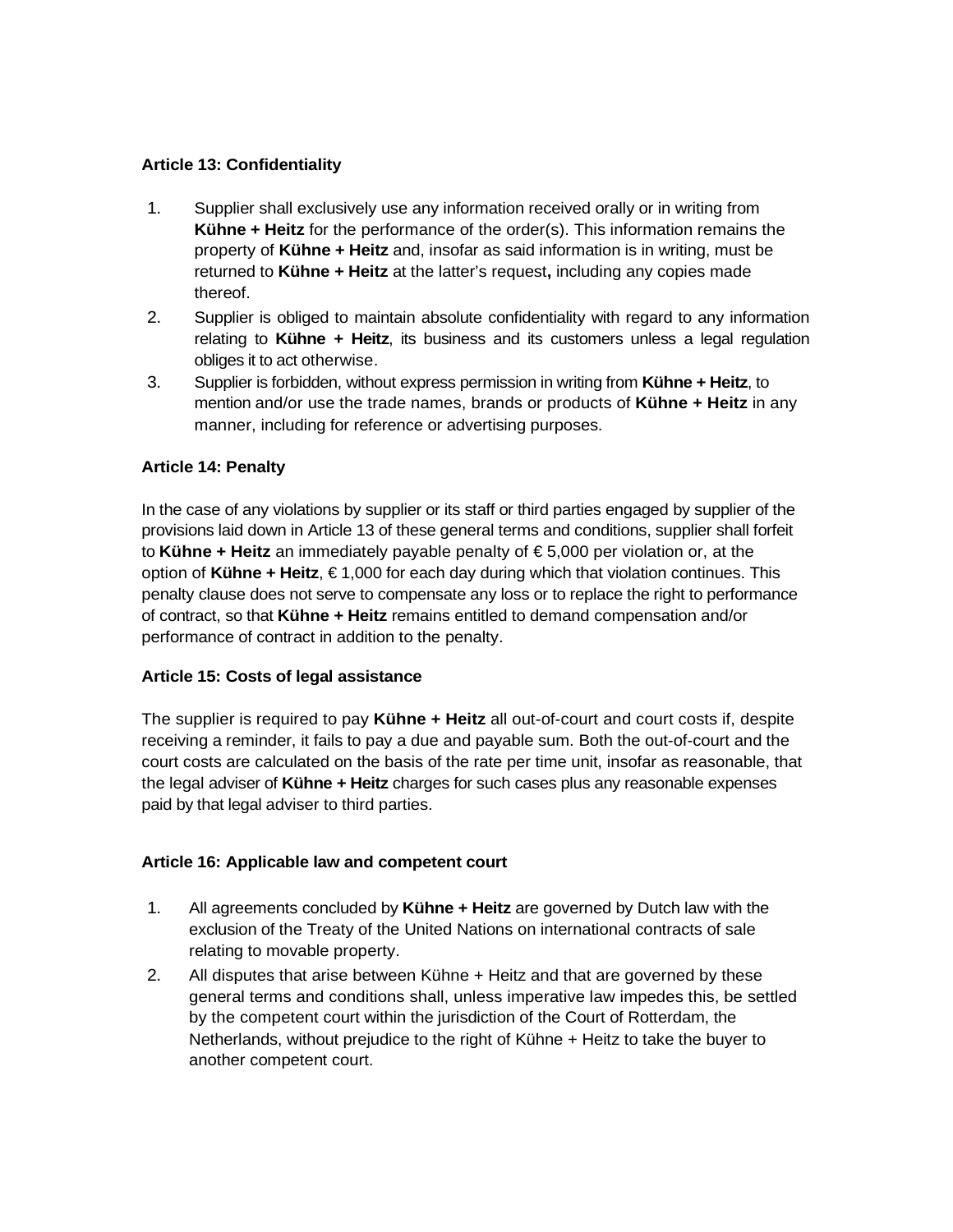**Article 13: Confidentiality**

1. Supplier shall exclusively use any information received orally or in writing from **Kühne + Heitz** for the performance of the order(s). This information remains the property of **Kühne + Heitz** and, insofar as said information is in writing, must be returned to **Kühne + Heitz** at the latter's request**,** including any copies made thereof.
2. Supplier is obliged to maintain absolute confidentiality with regard to any information relating to **Kühne + Heitz**, its business and its customers unless a legal regulation obliges it to act otherwise.
3. Supplier is forbidden, without express permission in writing from **Kühne + Heitz**, to mention and/or use the trade names, brands or products of **Kühne + Heitz** in any manner, including for reference or advertising purposes.

**Article 14: Penalty**

In the case of any violations by supplier or its staff or third parties engaged by supplier of the provisions laid down in Article 13 of these general terms and conditions, supplier shall forfeit to **Kühne + Heitz** an immediately payable penalty of € 5,000 per violation or, at the option of **Kühne + Heitz**, € 1,000 for each day during which that violation continues. This penalty clause does not serve to compensate any loss or to replace the right to performance of contract, so that **Kühne + Heitz** remains entitled to demand compensation and/or performance of contract in addition to the penalty.

**Article 15: Costs of legal assistance**

The supplier is required to pay **Kühne + Heitz** all out-of-court and court costs if, despite receiving a reminder, it fails to pay a due and payable sum. Both the out-of-court and the court costs are calculated on the basis of the rate per time unit, insofar as reasonable, that the legal adviser of **Kühne + Heitz** charges for such cases plus any reasonable expenses paid by that legal adviser to third parties.

**Article 16: Applicable law and competent court**

1. All agreements concluded by **Kühne + Heitz** are governed by Dutch law with the exclusion of the Treaty of the United Nations on international contracts of sale relating to movable property.
2. All disputes that arise between Kühne + Heitz and that are governed by these general terms and conditions shall, unless imperative law impedes this, be settled by the competent court within the jurisdiction of the Court of Rotterdam, the Netherlands, without prejudice to the right of Kühne + Heitz to take the buyer to another competent court.